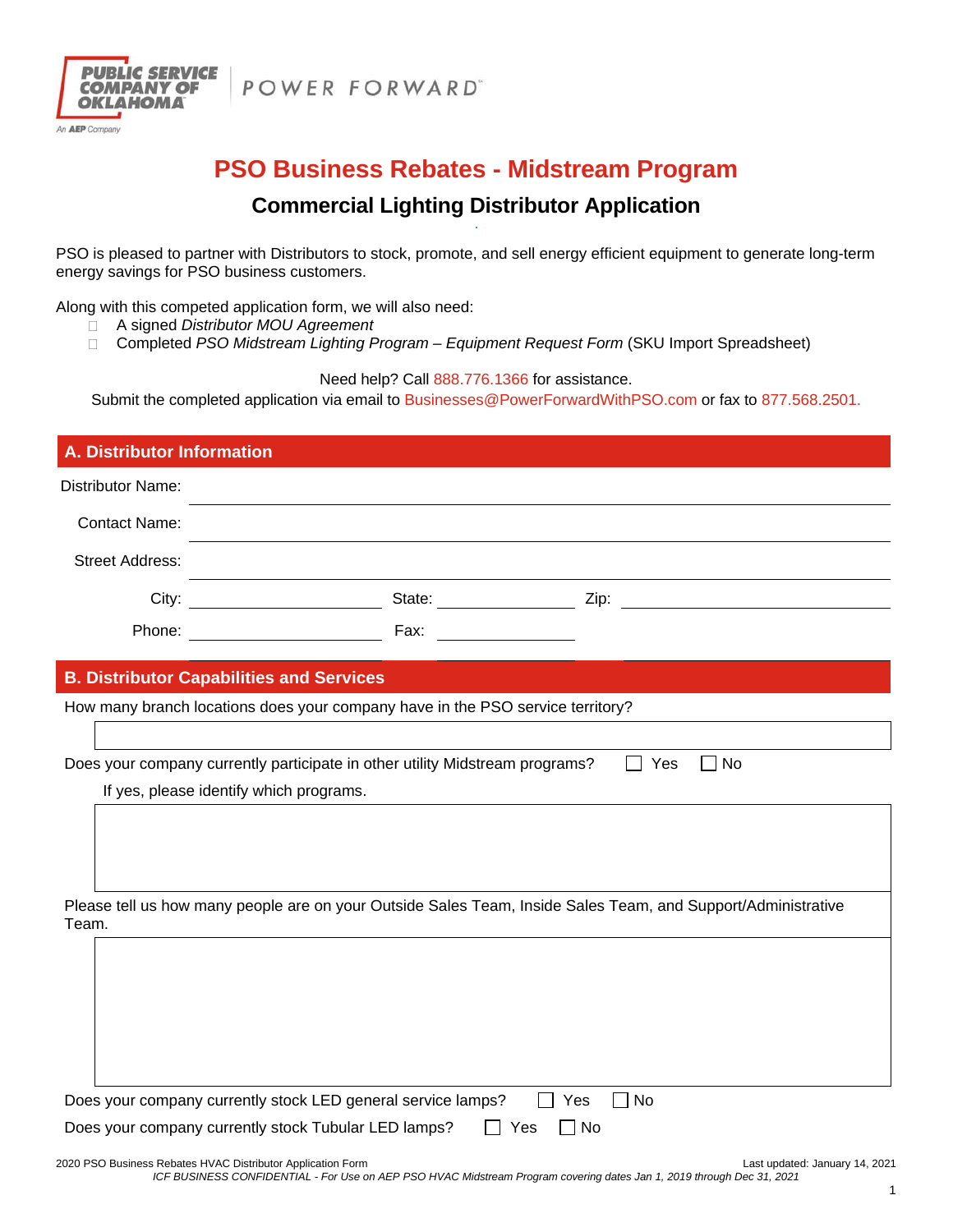PUBLIC SERVICE COMPANY OF OKLAHOMA | POWER FORWARD

An AEP Company

# PSO Business Rebates - Midstream Program

## Commercial Lighting Distributor Application

PSO is pleased to partner with Distributors to stock, promote, and sell energy efficient equipment to generate long-term energy savings for PSO business customers.

Along with this competed application form, we will also need:

- ☐ A signed *Distributor MOU Agreement*
- ☐ Completed *PSO Midstream Lighting Program – Equipment Request Form* (SKU Import Spreadsheet)

Need help? Call 888.776.1366 for assistance.

Submit the completed application via email to Businesses@PowerForwardWithPSO.com or fax to 877.568.2501.

### A. Distributor Information

Distributor Name: ______________________

Contact Name: ______________________

Street Address: ______________________

City: __________ State: __________ Zip: __________

Phone: __________ Fax: __________

### B. Distributor Capabilities and Services

How many branch locations does your company have in the PSO service territory?

______________________

Does your company currently participate in other utility Midstream programs? ☐ Yes ☐ No

If yes, please identify which programs.

______________________

Please tell us how many people are on your Outside Sales Team, Inside Sales Team, and Support/Administrative Team.

______________________

Does your company currently stock LED general service lamps? ☐ Yes ☐ No

Does your company currently stock Tubular LED lamps? ☐ Yes ☐ No

2020 PSO Business Rebates HVAC Distributor Application Form — Last updated: January 14, 2021

*ICF BUSINESS CONFIDENTIAL - For Use on AEP PSO HVAC Midstream Program covering dates Jan 1, 2019 through Dec 31, 2021*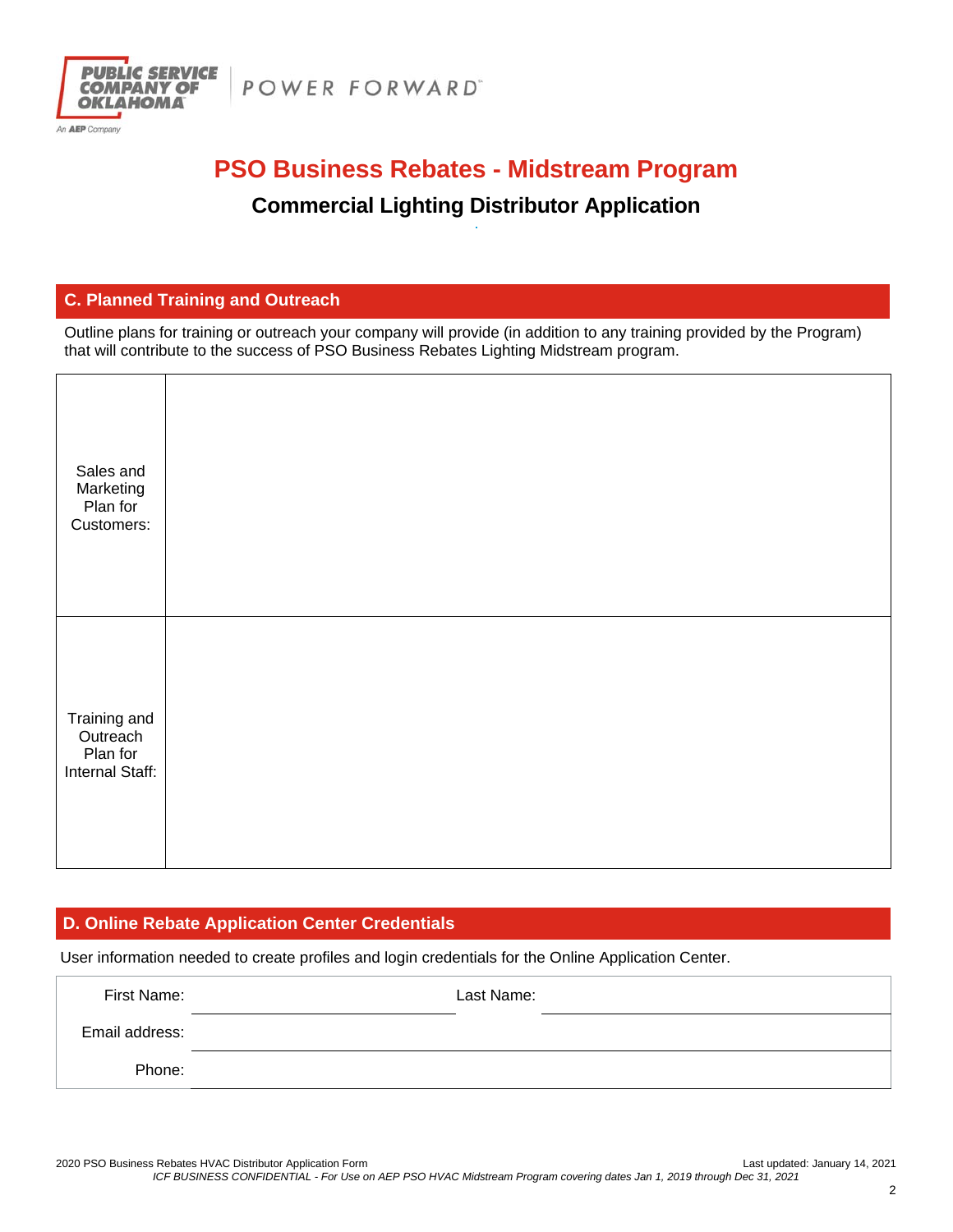PUBLIC SERVICE COMPANY OF OKLAHOMA — An AEP Company | POWER FORWARD

# PSO Business Rebates - Midstream Program

## Commercial Lighting Distributor Application

## C. Planned Training and Outreach

Outline plans for training or outreach your company will provide (in addition to any training provided by the Program) that will contribute to the success of PSO Business Rebates Lighting Midstream program.

| | |
|---|---|
| Sales and Marketing Plan for Customers: | |
| Training and Outreach Plan for Internal Staff: | |

## D. Online Rebate Application Center Credentials

User information needed to create profiles and login credentials for the Online Application Center.

| | | | |
|---|---|---|---|
| First Name: | | Last Name: | |
| Email address: | | | |
| Phone: | | | |

2020 PSO Business Rebates HVAC Distributor Application Form — Last updated: January 14, 2021

*ICF BUSINESS CONFIDENTIAL - For Use on AEP PSO HVAC Midstream Program covering dates Jan 1, 2019 through Dec 31, 2021*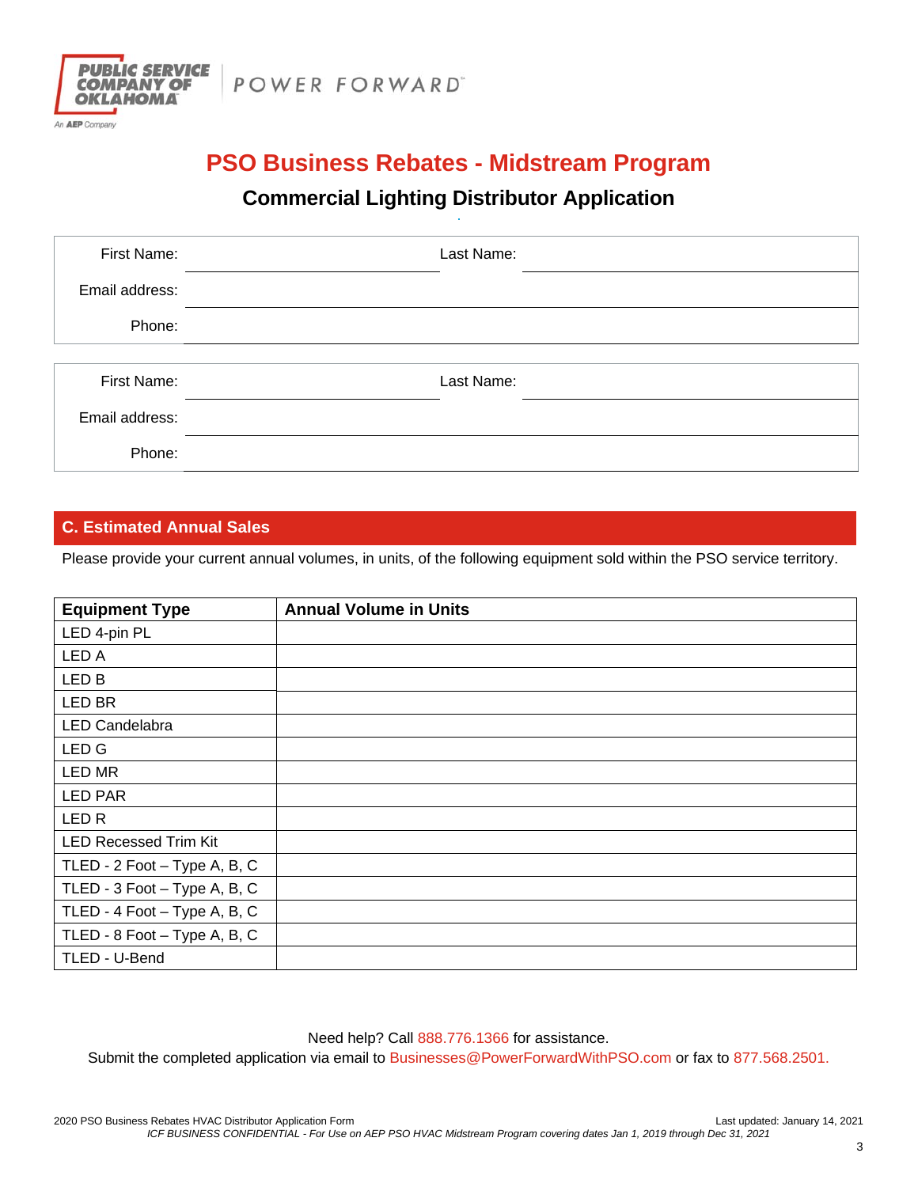# PSO Business Rebates - Midstream Program

## Commercial Lighting Distributor Application

First Name: \_\_\_\_\_\_\_\_\_\_\_\_ Last Name: \_\_\_\_\_\_\_\_\_\_\_\_

Email address: \_\_\_\_\_\_\_\_\_\_\_\_

Phone: \_\_\_\_\_\_\_\_\_\_\_\_

First Name: \_\_\_\_\_\_\_\_\_\_\_\_ Last Name: \_\_\_\_\_\_\_\_\_\_\_\_

Email address: \_\_\_\_\_\_\_\_\_\_\_\_

Phone: \_\_\_\_\_\_\_\_\_\_\_\_

## C. Estimated Annual Sales

Please provide your current annual volumes, in units, of the following equipment sold within the PSO service territory.

| Equipment Type | Annual Volume in Units |
|---|---|
| LED 4-pin PL | |
| LED A | |
| LED B | |
| LED BR | |
| LED Candelabra | |
| LED G | |
| LED MR | |
| LED PAR | |
| LED R | |
| LED Recessed Trim Kit | |
| TLED - 2 Foot – Type A, B, C | |
| TLED - 3 Foot – Type A, B, C | |
| TLED - 4 Foot – Type A, B, C | |
| TLED - 8 Foot – Type A, B, C | |
| TLED - U-Bend | |

Need help? Call 888.776.1366 for assistance.

Submit the completed application via email to Businesses@PowerForwardWithPSO.com or fax to 877.568.2501.